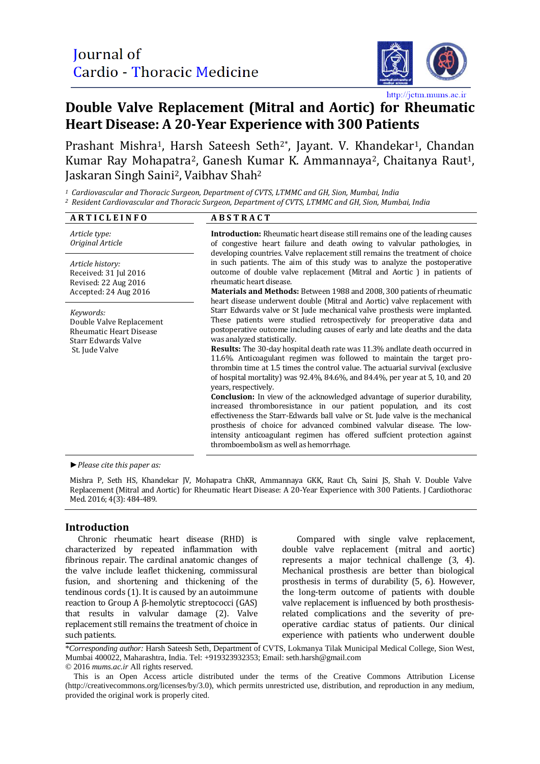Journal of Cardio - Thoracic Medicine

http://jctm.mums.ac.ir

# Double Valve Replacement (Mitral and Aortic) for Rheumatic Heart Disease: A 20-Year Experience with 300 Patients

Prashant Mishra[1], Harsh Sateesh Seth[2*], Jayant. V. Khandekar[1], Chandan Kumar Ray Mohapatra[2], Ganesh Kumar K. Ammannaya[2], Chaitanya Raut[1], Jaskaran Singh Saini[2], Vaibhav Shah[2]

[1] *Cardiovascular and Thoracic Surgeon, Department of CVTS, LTMMC and GH, Sion, Mumbai, India*
[2] *Resident Cardiovascular and Thoracic Surgeon, Department of CVTS, LTMMC and GH, Sion, Mumbai, India*

**ARTICLEINFO**

*Article type:*
*Original Article*

*Article history:*
Received: 31 Jul 2016
Revised: 22 Aug 2016
Accepted: 24 Aug 2016

*Keywords:*
Double Valve Replacement
Rheumatic Heart Disease
Starr Edwards Valve
St. Jude Valve

**ABSTRACT**

**Introduction:** Rheumatic heart disease still remains one of the leading causes of congestive heart failure and death owing to valvular pathologies, in developing countries. Valve replacement still remains the treatment of choice in such patients. The aim of this study was to analyze the postoperative outcome of double valve replacement (Mitral and Aortic ) in patients of rheumatic heart disease.

**Materials and Methods:** Between 1988 and 2008, 300 patients of rheumatic heart disease underwent double (Mitral and Aortic) valve replacement with Starr Edwards valve or St Jude mechanical valve prosthesis were implanted. These patients were studied retrospectively for preoperative data and postoperative outcome including causes of early and late deaths and the data was analyzed statistically.

**Results:** The 30-day hospital death rate was 11.3% andlate death occurred in 11.6%. Anticoagulant regimen was followed to maintain the target prothrombin time at 1.5 times the control value. The actuarial survival (exclusive of hospital mortality) was 92.4%, 84.6%, and 84.4%, per year at 5, 10, and 20 years, respectively.

**Conclusion:** In view of the acknowledged advantage of superior durability, increased thromboresistance in our patient population, and its cost effectiveness the Starr-Edwards ball valve or St. Jude valve is the mechanical prosthesis of choice for advanced combined valvular disease. The low-intensity anticoagulant regimen has offered suffcient protection against thromboembolism as well as hemorrhage.

►*Please cite this paper as:*

Mishra P, Seth HS, Khandekar JV, Mohapatra ChKR, Ammannaya GKK, Raut Ch, Saini JS, Shah V. Double Valve Replacement (Mitral and Aortic) for Rheumatic Heart Disease: A 20-Year Experience with 300 Patients. J Cardiothorac Med. 2016; 4(3): 484-489.

## Introduction

Chronic rheumatic heart disease (RHD) is characterized by repeated inflammation with fibrinous repair. The cardinal anatomic changes of the valve include leaflet thickening, commissural fusion, and shortening and thickening of the tendinous cords (1). It is caused by an autoimmune reaction to Group A β-hemolytic streptococci (GAS) that results in valvular damage (2). Valve replacement still remains the treatment of choice in such patients.

Compared with single valve replacement, double valve replacement (mitral and aortic) represents a major technical challenge (3, 4). Mechanical prosthesis are better than biological prosthesis in terms of durability (5, 6). However, the long-term outcome of patients with double valve replacement is influenced by both prosthesis-related complications and the severity of pre-operative cardiac status of patients. Our clinical experience with patients who underwent double

*\*Corresponding author:* Harsh Sateesh Seth, Department of CVTS, Lokmanya Tilak Municipal Medical College, Sion West, Mumbai 400022, Maharashtra, India. Tel: +919323932353; Email: seth.harsh@gmail.com
© 2016 *mums.ac.ir* All rights reserved.

This is an Open Access article distributed under the terms of the Creative Commons Attribution License (http://creativecommons.org/licenses/by/3.0), which permits unrestricted use, distribution, and reproduction in any medium, provided the original work is properly cited.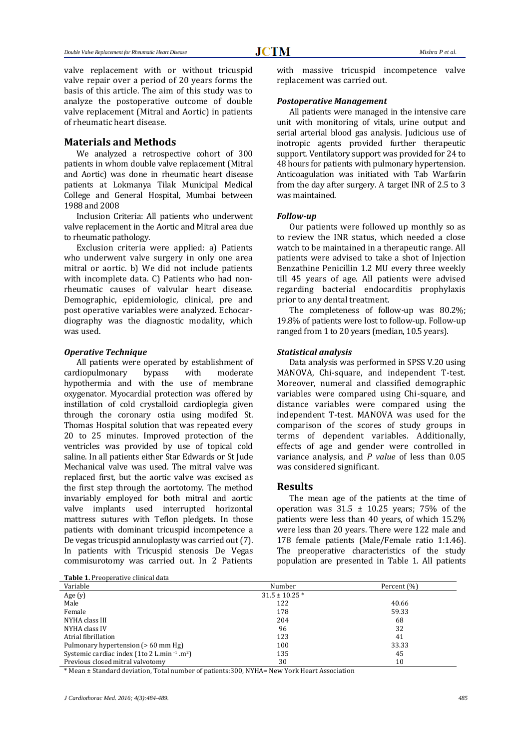valve replacement with or without tricuspid valve repair over a period of 20 years forms the basis of this article. The aim of this study was to analyze the postoperative outcome of double valve replacement (Mitral and Aortic) in patients of rheumatic heart disease.

## Materials and Methods

We analyzed a retrospective cohort of 300 patients in whom double valve replacement (Mitral and Aortic) was done in rheumatic heart disease patients at Lokmanya Tilak Municipal Medical College and General Hospital, Mumbai between 1988 and 2008

Inclusion Criteria: All patients who underwent valve replacement in the Aortic and Mitral area due to rheumatic pathology.

Exclusion criteria were applied: a) Patients who underwent valve surgery in only one area mitral or aortic. b) We did not include patients with incomplete data. C) Patients who had non-rheumatic causes of valvular heart disease. Demographic, epidemiologic, clinical, pre and post operative variables were analyzed. Echocardiography was the diagnostic modality, which was used.

### *Operative Technique*

All patients were operated by establishment of cardiopulmonary bypass with moderate hypothermia and with the use of membrane oxygenator. Myocardial protection was offered by instillation of cold crystalloid cardioplegia given through the coronary ostia using modifed St. Thomas Hospital solution that was repeated every 20 to 25 minutes. Improved protection of the ventricles was provided by use of topical cold saline. In all patients either Star Edwards or St Jude Mechanical valve was used. The mitral valve was replaced first, but the aortic valve was excised as the first step through the aortotomy. The method invariably employed for both mitral and aortic valve implants used interrupted horizontal mattress sutures with Teflon pledgets. In those patients with dominant tricuspid incompetence a De vegas tricuspid annuloplasty was carried out (7). In patients with Tricuspid stenosis De Vegas commisurotomy was carried out. In 2 Patients with massive tricuspid incompetence valve replacement was carried out.

### *Postoperative Management*

All patients were managed in the intensive care unit with monitoring of vitals, urine output and serial arterial blood gas analysis. Judicious use of inotropic agents provided further therapeutic support. Ventilatory support was provided for 24 to 48 hours for patients with pulmonary hypertension. Anticoagulation was initiated with Tab Warfarin from the day after surgery. A target INR of 2.5 to 3 was maintained.

### *Follow-up*

Our patients were followed up monthly so as to review the INR status, which needed a close watch to be maintained in a therapeutic range. All patients were advised to take a shot of Injection Benzathine Penicillin 1.2 MU every three weekly till 45 years of age. All patients were advised regarding bacterial endocarditis prophylaxis prior to any dental treatment.

The completeness of follow-up was 80.2%; 19.8% of patients were lost to follow-up. Follow-up ranged from 1 to 20 years (median, 10.5 years).

### *Statistical analysis*

Data analysis was performed in SPSS V.20 using MANOVA, Chi-square, and independent T-test. Moreover, numeral and classified demographic variables were compared using Chi-square, and distance variables were compared using the independent T-test. MANOVA was used for the comparison of the scores of study groups in terms of dependent variables. Additionally, effects of age and gender were controlled in variance analysis, and *P value* of less than 0.05 was considered significant.

## Results

The mean age of the patients at the time of operation was 31.5 ± 10.25 years; 75% of the patients were less than 40 years, of which 15.2% were less than 20 years. There were 122 male and 178 female patients (Male/Female ratio 1:1.46). The preoperative characteristics of the study population are presented in Table 1. All patients

**Table 1.** Preoperative clinical data

| Variable | Number | Percent (%) |
|---|---|---|
| Age (y) | 31.5 ± 10.25 * | |
| Male | 122 | 40.66 |
| Female | 178 | 59.33 |
| NYHA class III | 204 | 68 |
| NYHA class IV | 96 | 32 |
| Atrial fibrillation | 123 | 41 |
| Pulmonary hypertension (> 60 mm Hg) | 100 | 33.33 |
| Systemic cardiac index (1to 2 $L.min^{-1}.m^2$) | 135 | 45 |
| Previous closed mitral valvotomy | 30 | 10 |

\* Mean ± Standard deviation, Total number of patients:300, NYHA= New York Heart Association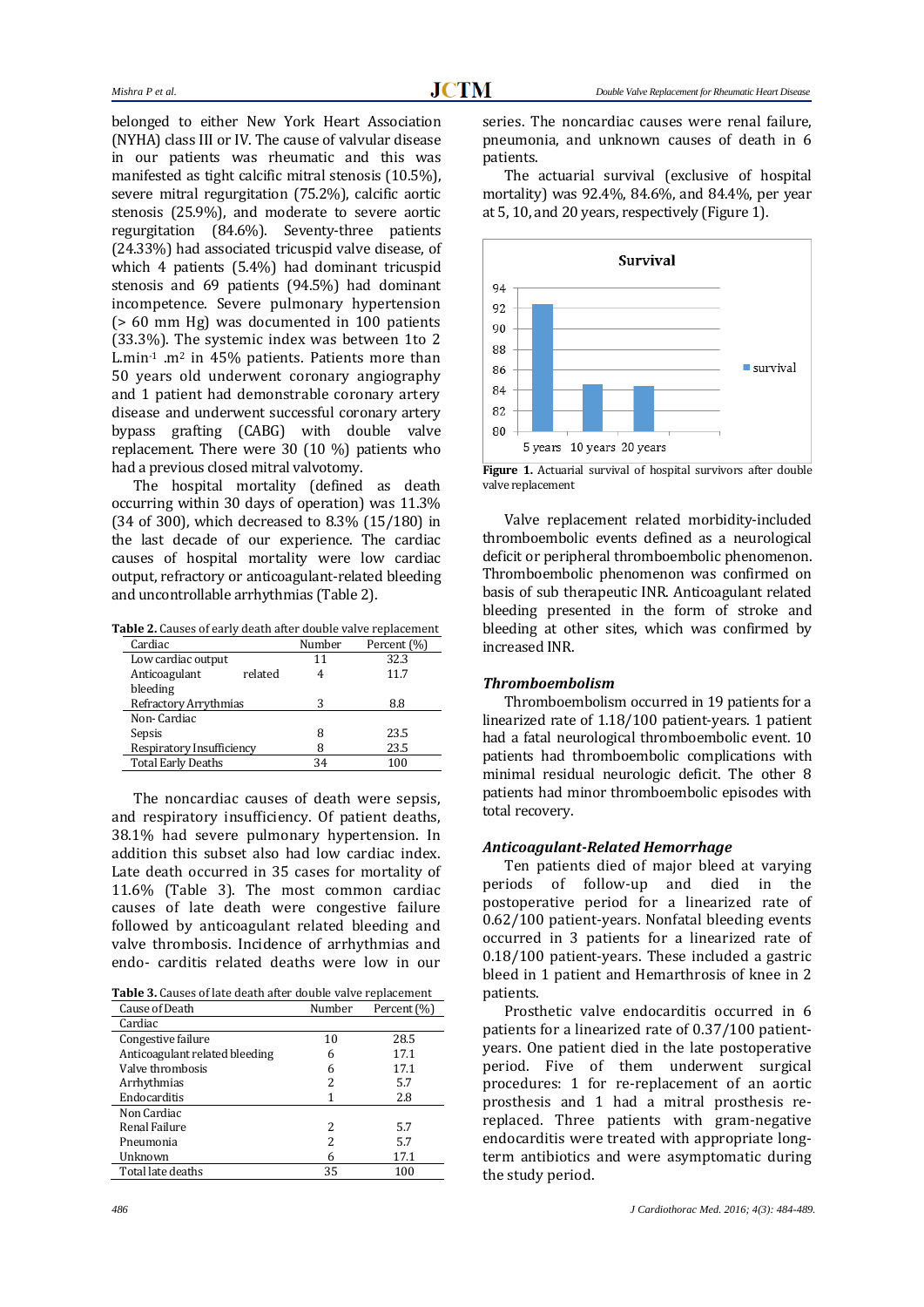belonged to either New York Heart Association (NYHA) class III or IV. The cause of valvular disease in our patients was rheumatic and this was manifested as tight calcific mitral stenosis (10.5%), severe mitral regurgitation (75.2%), calcific aortic stenosis (25.9%), and moderate to severe aortic regurgitation (84.6%). Seventy-three patients (24.33%) had associated tricuspid valve disease, of which 4 patients (5.4%) had dominant tricuspid stenosis and 69 patients (94.5%) had dominant incompetence. Severe pulmonary hypertension (> 60 mm Hg) was documented in 100 patients (33.3%). The systemic index was between 1to 2 $L.min^{-1}.m^2$ in 45% patients. Patients more than 50 years old underwent coronary angiography and 1 patient had demonstrable coronary artery disease and underwent successful coronary artery bypass grafting (CABG) with double valve replacement. There were 30 (10 %) patients who had a previous closed mitral valvotomy.

The hospital mortality (defined as death occurring within 30 days of operation) was 11.3% (34 of 300), which decreased to 8.3% (15/180) in the last decade of our experience. The cardiac causes of hospital mortality were low cardiac output, refractory or anticoagulant-related bleeding and uncontrollable arrhythmias (Table 2).

**Table 2.** Causes of early death after double valve replacement

| Cardiac | Number | Percent (%) |
|---|---|---|
| Low cardiac output | 11 | 32.3 |
| Anticoagulant related bleeding | 4 | 11.7 |
| Refractory Arrythmias | 3 | 8.8 |
| Non- Cardiac | | |
| Sepsis | 8 | 23.5 |
| Respiratory Insufficiency | 8 | 23.5 |
| Total Early Deaths | 34 | 100 |

The noncardiac causes of death were sepsis, and respiratory insufficiency. Of patient deaths, 38.1% had severe pulmonary hypertension. In addition this subset also had low cardiac index. Late death occurred in 35 cases for mortality of 11.6% (Table 3). The most common cardiac causes of late death were congestive failure followed by anticoagulant related bleeding and valve thrombosis. Incidence of arrhythmias and endo- carditis related deaths were low in our series. The noncardiac causes were renal failure, pneumonia, and unknown causes of death in 6 patients.

**Table 3.** Causes of late death after double valve replacement

| Cause of Death | Number | Percent (%) |
|---|---|---|
| Cardiac | | |
| Congestive failure | 10 | 28.5 |
| Anticoagulant related bleeding | 6 | 17.1 |
| Valve thrombosis | 6 | 17.1 |
| Arrhythmias | 2 | 5.7 |
| Endocarditis | 1 | 2.8 |
| Non Cardiac | | |
| Renal Failure | 2 | 5.7 |
| Pneumonia | 2 | 5.7 |
| Unknown | 6 | 17.1 |
| Total late deaths | 35 | 100 |

The actuarial survival (exclusive of hospital mortality) was 92.4%, 84.6%, and 84.4%, per year at 5, 10, and 20 years, respectively (Figure 1).

**Figure 1.** Actuarial survival of hospital survivors after double valve replacement

Valve replacement related morbidity-included thromboembolic events defined as a neurological deficit or peripheral thromboembolic phenomenon. Thromboembolic phenomenon was confirmed on basis of sub therapeutic INR. Anticoagulant related bleeding presented in the form of stroke and bleeding at other sites, which was confirmed by increased INR.

### *Thromboembolism*

Thromboembolism occurred in 19 patients for a linearized rate of 1.18/100 patient-years. 1 patient had a fatal neurological thromboembolic event. 10 patients had thromboembolic complications with minimal residual neurologic deficit. The other 8 patients had minor thromboembolic episodes with total recovery.

### *Anticoagulant-Related Hemorrhage*

Ten patients died of major bleed at varying periods of follow-up and died in the postoperative period for a linearized rate of 0.62/100 patient-years. Nonfatal bleeding events occurred in 3 patients for a linearized rate of 0.18/100 patient-years. These included a gastric bleed in 1 patient and Hemarthrosis of knee in 2 patients.

Prosthetic valve endocarditis occurred in 6 patients for a linearized rate of 0.37/100 patient-years. One patient died in the late postoperative period. Five of them underwent surgical procedures: 1 for re-replacement of an aortic prosthesis and 1 had a mitral prosthesis re-replaced. Three patients with gram-negative endocarditis were treated with appropriate long-term antibiotics and were asymptomatic during the study period.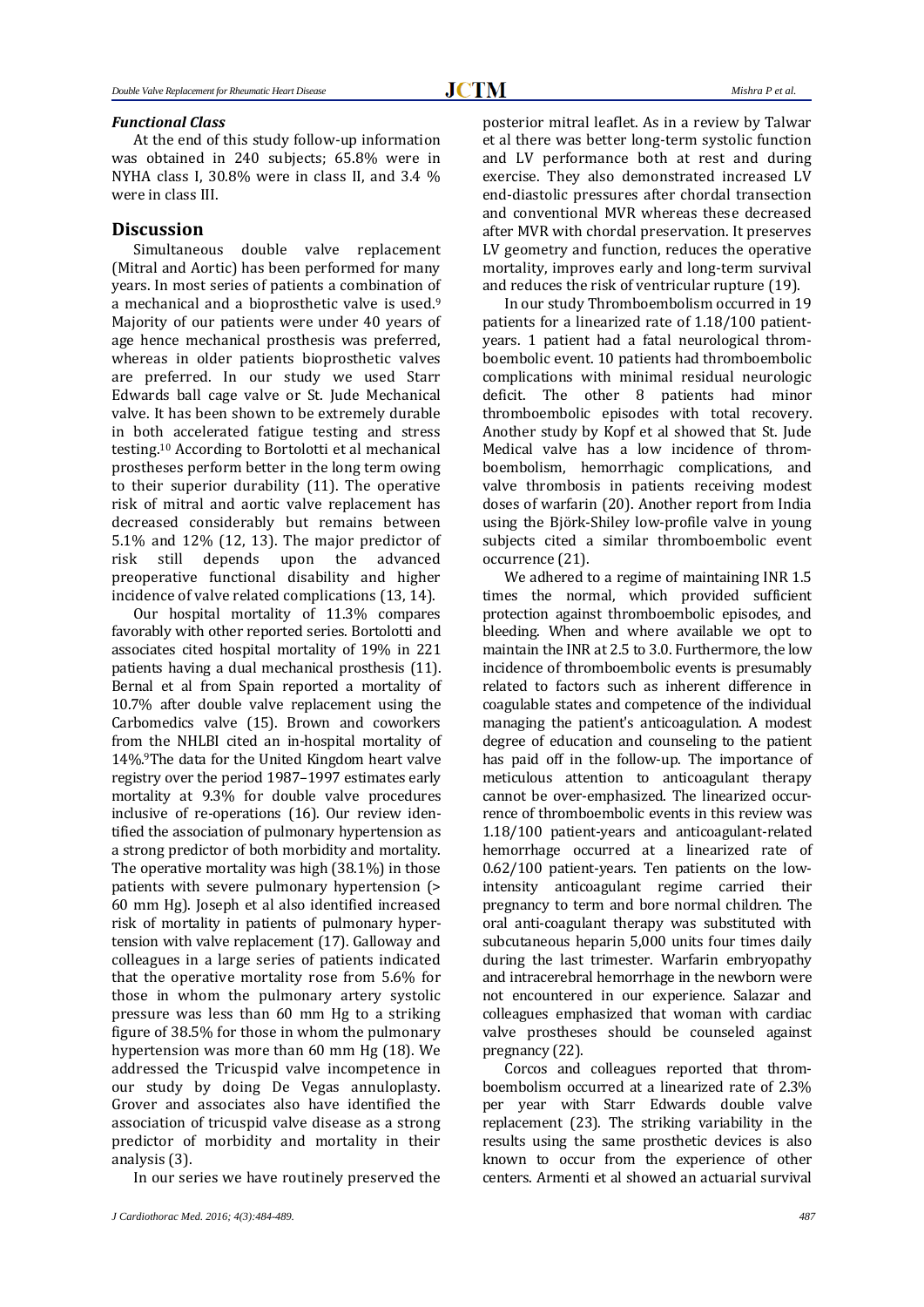### *Functional Class*

At the end of this study follow-up information was obtained in 240 subjects; 65.8% were in NYHA class I, 30.8% were in class II, and 3.4 % were in class III.

## Discussion

Simultaneous double valve replacement (Mitral and Aortic) has been performed for many years. In most series of patients a combination of a mechanical and a bioprosthetic valve is used.[9] Majority of our patients were under 40 years of age hence mechanical prosthesis was preferred, whereas in older patients bioprosthetic valves are preferred. In our study we used Starr Edwards ball cage valve or St. Jude Mechanical valve. It has been shown to be extremely durable in both accelerated fatigue testing and stress testing.[10] According to Bortolotti et al mechanical prostheses perform better in the long term owing to their superior durability (11). The operative risk of mitral and aortic valve replacement has decreased considerably but remains between 5.1% and 12% (12, 13). The major predictor of risk still depends upon the advanced preoperative functional disability and higher incidence of valve related complications (13, 14).

Our hospital mortality of 11.3% compares favorably with other reported series. Bortolotti and associates cited hospital mortality of 19% in 221 patients having a dual mechanical prosthesis (11). Bernal et al from Spain reported a mortality of 10.7% after double valve replacement using the Carbomedics valve (15). Brown and coworkers from the NHLBI cited an in-hospital mortality of 14%.[9]The data for the United Kingdom heart valve registry over the period 1987–1997 estimates early mortality at 9.3% for double valve procedures inclusive of re-operations (16). Our review identified the association of pulmonary hypertension as a strong predictor of both morbidity and mortality. The operative mortality was high (38.1%) in those patients with severe pulmonary hypertension (> 60 mm Hg). Joseph et al also identified increased risk of mortality in patients of pulmonary hypertension with valve replacement (17). Galloway and colleagues in a large series of patients indicated that the operative mortality rose from 5.6% for those in whom the pulmonary artery systolic pressure was less than 60 mm Hg to a striking figure of 38.5% for those in whom the pulmonary hypertension was more than 60 mm Hg (18). We addressed the Tricuspid valve incompetence in our study by doing De Vegas annuloplasty. Grover and associates also have identified the association of tricuspid valve disease as a strong predictor of morbidity and mortality in their analysis (3).

In our series we have routinely preserved the posterior mitral leaflet. As in a review by Talwar et al there was better long-term systolic function and LV performance both at rest and during exercise. They also demonstrated increased LV end-diastolic pressures after chordal transection and conventional MVR whereas these decreased after MVR with chordal preservation. It preserves LV geometry and function, reduces the operative mortality, improves early and long-term survival and reduces the risk of ventricular rupture (19).

In our study Thromboembolism occurred in 19 patients for a linearized rate of 1.18/100 patient-years. 1 patient had a fatal neurological thromboembolic event. 10 patients had thromboembolic complications with minimal residual neurologic deficit. The other 8 patients had minor thromboembolic episodes with total recovery. Another study by Kopf et al showed that St. Jude Medical valve has a low incidence of thromboembolism, hemorrhagic complications, and valve thrombosis in patients receiving modest doses of warfarin (20). Another report from India using the Björk-Shiley low-profile valve in young subjects cited a similar thromboembolic event occurrence (21).

We adhered to a regime of maintaining INR 1.5 times the normal, which provided sufficient protection against thromboembolic episodes, and bleeding. When and where available we opt to maintain the INR at 2.5 to 3.0. Furthermore, the low incidence of thromboembolic events is presumably related to factors such as inherent difference in coagulable states and competence of the individual managing the patient's anticoagulation. A modest degree of education and counseling to the patient has paid off in the follow-up. The importance of meticulous attention to anticoagulant therapy cannot be over-emphasized. The linearized occurrence of thromboembolic events in this review was 1.18/100 patient-years and anticoagulant-related hemorrhage occurred at a linearized rate of 0.62/100 patient-years. Ten patients on the low-intensity anticoagulant regime carried their pregnancy to term and bore normal children. The oral anti-coagulant therapy was substituted with subcutaneous heparin 5,000 units four times daily during the last trimester. Warfarin embryopathy and intracerebral hemorrhage in the newborn were not encountered in our experience. Salazar and colleagues emphasized that woman with cardiac valve prostheses should be counseled against pregnancy (22).

Corcos and colleagues reported that thromboembolism occurred at a linearized rate of 2.3% per year with Starr Edwards double valve replacement (23). The striking variability in the results using the same prosthetic devices is also known to occur from the experience of other centers. Armenti et al showed an actuarial survival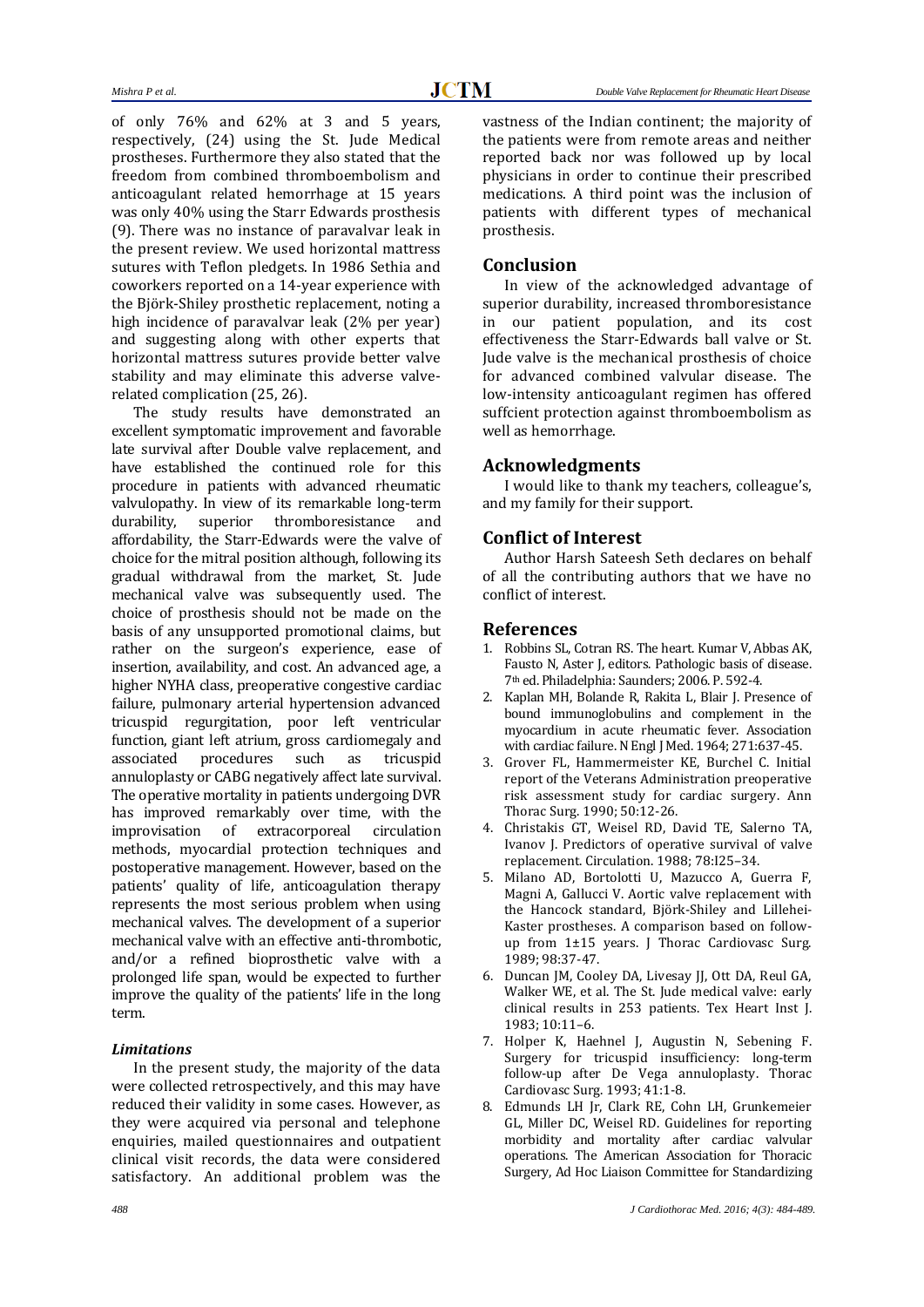of only 76% and 62% at 3 and 5 years, respectively, (24) using the St. Jude Medical prostheses. Furthermore they also stated that the freedom from combined thromboembolism and anticoagulant related hemorrhage at 15 years was only 40% using the Starr Edwards prosthesis (9). There was no instance of paravalvar leak in the present review. We used horizontal mattress sutures with Teflon pledgets. In 1986 Sethia and coworkers reported on a 14-year experience with the Björk-Shiley prosthetic replacement, noting a high incidence of paravalvar leak (2% per year) and suggesting along with other experts that horizontal mattress sutures provide better valve stability and may eliminate this adverse valve-related complication (25, 26).

The study results have demonstrated an excellent symptomatic improvement and favorable late survival after Double valve replacement, and have established the continued role for this procedure in patients with advanced rheumatic valvulopathy. In view of its remarkable long-term durability, superior thromboresistance and affordability, the Starr-Edwards were the valve of choice for the mitral position although, following its gradual withdrawal from the market, St. Jude mechanical valve was subsequently used. The choice of prosthesis should not be made on the basis of any unsupported promotional claims, but rather on the surgeon's experience, ease of insertion, availability, and cost. An advanced age, a higher NYHA class, preoperative congestive cardiac failure, pulmonary arterial hypertension advanced tricuspid regurgitation, poor left ventricular function, giant left atrium, gross cardiomegaly and associated procedures such as tricuspid annuloplasty or CABG negatively affect late survival. The operative mortality in patients undergoing DVR has improved remarkably over time, with the improvisation of extracorporeal circulation methods, myocardial protection techniques and postoperative management. However, based on the patients' quality of life, anticoagulation therapy represents the most serious problem when using mechanical valves. The development of a superior mechanical valve with an effective anti-thrombotic, and/or a refined bioprosthetic valve with a prolonged life span, would be expected to further improve the quality of the patients' life in the long term.

### *Limitations*

In the present study, the majority of the data were collected retrospectively, and this may have reduced their validity in some cases. However, as they were acquired via personal and telephone enquiries, mailed questionnaires and outpatient clinical visit records, the data were considered satisfactory. An additional problem was the vastness of the Indian continent; the majority of the patients were from remote areas and neither reported back nor was followed up by local physicians in order to continue their prescribed medications. A third point was the inclusion of patients with different types of mechanical prosthesis.

## Conclusion

In view of the acknowledged advantage of superior durability, increased thromboresistance in our patient population, and its cost effectiveness the Starr-Edwards ball valve or St. Jude valve is the mechanical prosthesis of choice for advanced combined valvular disease. The low-intensity anticoagulant regimen has offered suffcient protection against thromboembolism as well as hemorrhage.

## Acknowledgments

I would like to thank my teachers, colleague's, and my family for their support.

## Conflict of Interest

Author Harsh Sateesh Seth declares on behalf of all the contributing authors that we have no conflict of interest.

## References

1. Robbins SL, Cotran RS. The heart. Kumar V, Abbas AK, Fausto N, Aster J, editors. Pathologic basis of disease. 7th ed. Philadelphia: Saunders; 2006. P. 592-4.
2. Kaplan MH, Bolande R, Rakita L, Blair J. Presence of bound immunoglobulins and complement in the myocardium in acute rheumatic fever. Association with cardiac failure. N Engl J Med. 1964; 271:637-45.
3. Grover FL, Hammermeister KE, Burchel C. Initial report of the Veterans Administration preoperative risk assessment study for cardiac surgery. Ann Thorac Surg. 1990; 50:12-26.
4. Christakis GT, Weisel RD, David TE, Salerno TA, Ivanov J. Predictors of operative survival of valve replacement. Circulation. 1988; 78:I25–34.
5. Milano AD, Bortolotti U, Mazucco A, Guerra F, Magni A, Gallucci V. Aortic valve replacement with the Hancock standard, Björk-Shiley and Lillehei-Kaster prostheses. A comparison based on follow-up from 1±15 years. J Thorac Cardiovasc Surg. 1989; 98:37-47.
6. Duncan JM, Cooley DA, Livesay JJ, Ott DA, Reul GA, Walker WE, et al. The St. Jude medical valve: early clinical results in 253 patients. Tex Heart Inst J. 1983; 10:11–6.
7. Holper K, Haehnel J, Augustin N, Sebening F. Surgery for tricuspid insufficiency: long-term follow-up after De Vega annuloplasty. Thorac Cardiovasc Surg. 1993; 41:1-8.
8. Edmunds LH Jr, Clark RE, Cohn LH, Grunkemeier GL, Miller DC, Weisel RD. Guidelines for reporting morbidity and mortality after cardiac valvular operations. The American Association for Thoracic Surgery, Ad Hoc Liaison Committee for Standardizing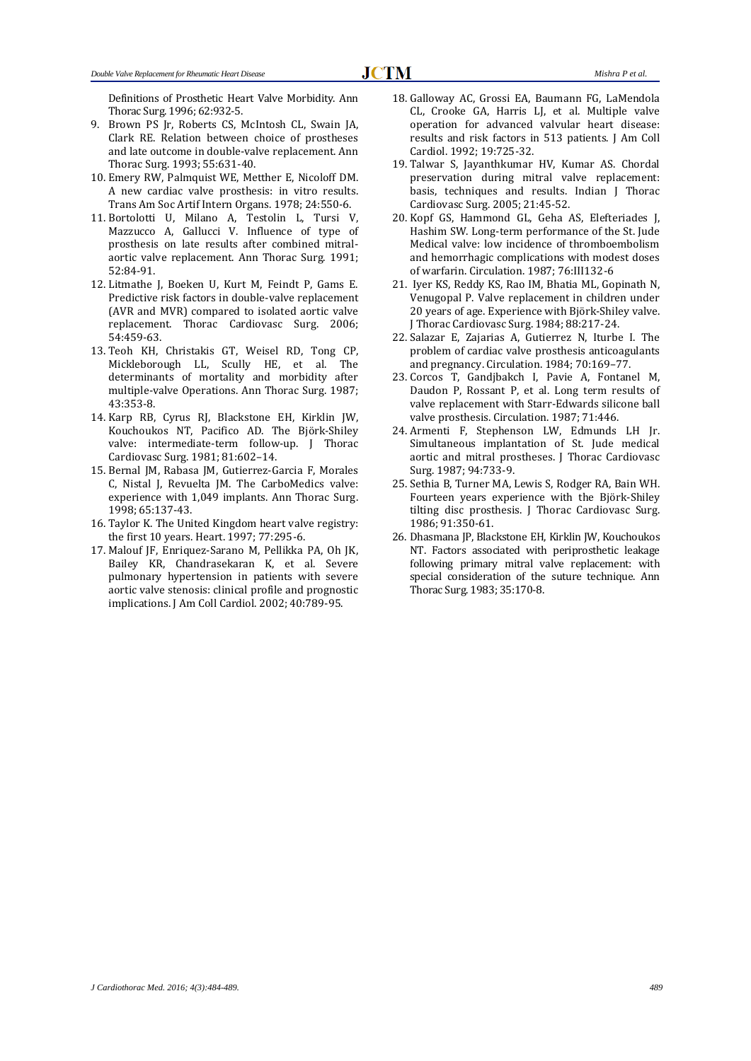Definitions of Prosthetic Heart Valve Morbidity. Ann Thorac Surg. 1996; 62:932-5.

9. Brown PS Jr, Roberts CS, McIntosh CL, Swain JA, Clark RE. Relation between choice of prostheses and late outcome in double-valve replacement. Ann Thorac Surg. 1993; 55:631-40.
10. Emery RW, Palmquist WE, Metther E, Nicoloff DM. A new cardiac valve prosthesis: in vitro results. Trans Am Soc Artif Intern Organs. 1978; 24:550-6.
11. Bortolotti U, Milano A, Testolin L, Tursi V, Mazzucco A, Gallucci V. Influence of type of prosthesis on late results after combined mitral-aortic valve replacement. Ann Thorac Surg. 1991; 52:84-91.
12. Litmathe J, Boeken U, Kurt M, Feindt P, Gams E. Predictive risk factors in double-valve replacement (AVR and MVR) compared to isolated aortic valve replacement. Thorac Cardiovasc Surg. 2006; 54:459-63.
13. Teoh KH, Christakis GT, Weisel RD, Tong CP, Mickleborough LL, Scully HE, et al. The determinants of mortality and morbidity after multiple-valve Operations. Ann Thorac Surg. 1987; 43:353-8.
14. Karp RB, Cyrus RJ, Blackstone EH, Kirklin JW, Kouchoukos NT, Pacifico AD. The Björk-Shiley valve: intermediate-term follow-up. J Thorac Cardiovasc Surg. 1981; 81:602–14.
15. Bernal JM, Rabasa JM, Gutierrez-Garcia F, Morales C, Nistal J, Revuelta JM. The CarboMedics valve: experience with 1,049 implants. Ann Thorac Surg. 1998; 65:137-43.
16. Taylor K. The United Kingdom heart valve registry: the first 10 years. Heart. 1997; 77:295-6.
17. Malouf JF, Enriquez-Sarano M, Pellikka PA, Oh JK, Bailey KR, Chandrasekaran K, et al. Severe pulmonary hypertension in patients with severe aortic valve stenosis: clinical profile and prognostic implications. J Am Coll Cardiol. 2002; 40:789-95.
18. Galloway AC, Grossi EA, Baumann FG, LaMendola CL, Crooke GA, Harris LJ, et al. Multiple valve operation for advanced valvular heart disease: results and risk factors in 513 patients. J Am Coll Cardiol. 1992; 19:725-32.
19. Talwar S, Jayanthkumar HV, Kumar AS. Chordal preservation during mitral valve replacement: basis, techniques and results. Indian J Thorac Cardiovasc Surg. 2005; 21:45-52.
20. Kopf GS, Hammond GL, Geha AS, Elefteriades J, Hashim SW. Long-term performance of the St. Jude Medical valve: low incidence of thromboembolism and hemorrhagic complications with modest doses of warfarin. Circulation. 1987; 76:III132-6
21. Iyer KS, Reddy KS, Rao IM, Bhatia ML, Gopinath N, Venugopal P. Valve replacement in children under 20 years of age. Experience with Björk-Shiley valve. J Thorac Cardiovasc Surg. 1984; 88:217-24.
22. Salazar E, Zajarias A, Gutierrez N, Iturbe I. The problem of cardiac valve prosthesis anticoagulants and pregnancy. Circulation. 1984; 70:169–77.
23. Corcos T, Gandjbakch I, Pavie A, Fontanel M, Daudon P, Rossant P, et al. Long term results of valve replacement with Starr-Edwards silicone ball valve prosthesis. Circulation. 1987; 71:446.
24. Armenti F, Stephenson LW, Edmunds LH Jr. Simultaneous implantation of St. Jude medical aortic and mitral prostheses. J Thorac Cardiovasc Surg. 1987; 94:733-9.
25. Sethia B, Turner MA, Lewis S, Rodger RA, Bain WH. Fourteen years experience with the Björk-Shiley tilting disc prosthesis. J Thorac Cardiovasc Surg. 1986; 91:350-61.
26. Dhasmana JP, Blackstone EH, Kirklin JW, Kouchoukos NT. Factors associated with periprosthetic leakage following primary mitral valve replacement: with special consideration of the suture technique. Ann Thorac Surg. 1983; 35:170-8.